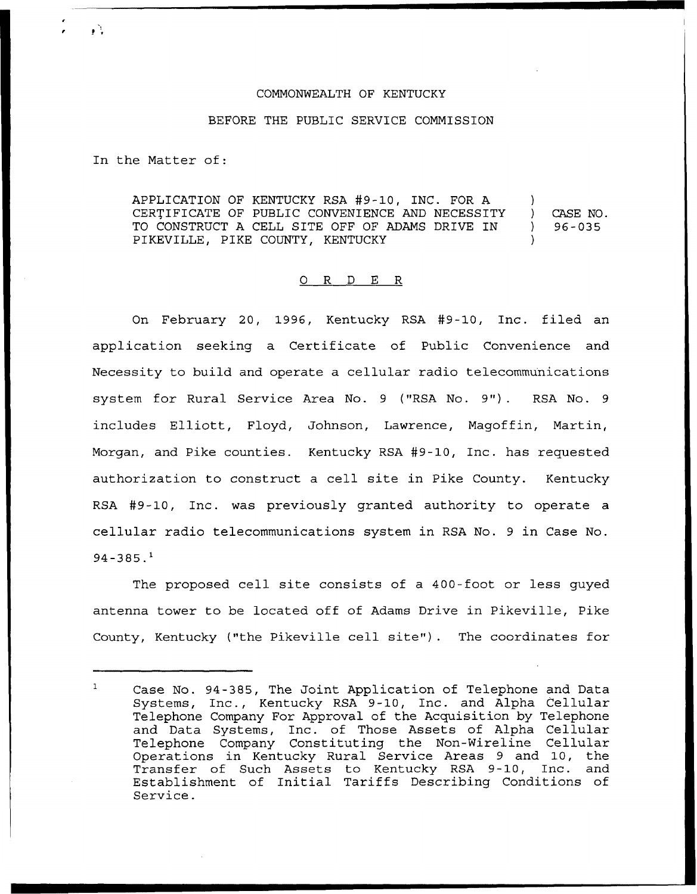COMMONWEALTH OF KENTUCKY

BEFORE THE PUBLIC SERVICE COMMISSION

In the Matter of:

| | | |
|---|---|---|
| APPLICATION OF KENTUCKY RSA #9-10, INC. FOR A CERTIFICATE OF PUBLIC CONVENIENCE AND NECESSITY TO CONSTRUCT A CELL SITE OFF OF ADAMS DRIVE IN PIKEVILLE, PIKE COUNTY, KENTUCKY | ) | CASE NO. 96-035 |

## O R D E R

On February 20, 1996, Kentucky RSA #9-10, Inc. filed an application seeking a Certificate of Public Convenience and Necessity to build and operate a cellular radio telecommunications system for Rural Service Area No. 9 ("RSA No. 9"). RSA No. 9 includes Elliott, Floyd, Johnson, Lawrence, Magoffin, Martin, Morgan, and Pike counties. Kentucky RSA #9-10, Inc. has requested authorization to construct a cell site in Pike County. Kentucky RSA #9-10, Inc. was previously granted authority to operate a cellular radio telecommunications system in RSA No. 9 in Case No. 94-385.[1]

The proposed cell site consists of a 400-foot or less guyed antenna tower to be located off of Adams Drive in Pikeville, Pike County, Kentucky ("the Pikeville cell site"). The coordinates for

---

[1] Case No. 94-385, The Joint Application of Telephone and Data Systems, Inc., Kentucky RSA 9-10, Inc. and Alpha Cellular Telephone Company For Approval of the Acquisition by Telephone and Data Systems, Inc. of Those Assets of Alpha Cellular Telephone Company Constituting the Non-Wireline Cellular Operations in Kentucky Rural Service Areas 9 and 10, the Transfer of Such Assets to Kentucky RSA 9-10, Inc. and Establishment of Initial Tariffs Describing Conditions of Service.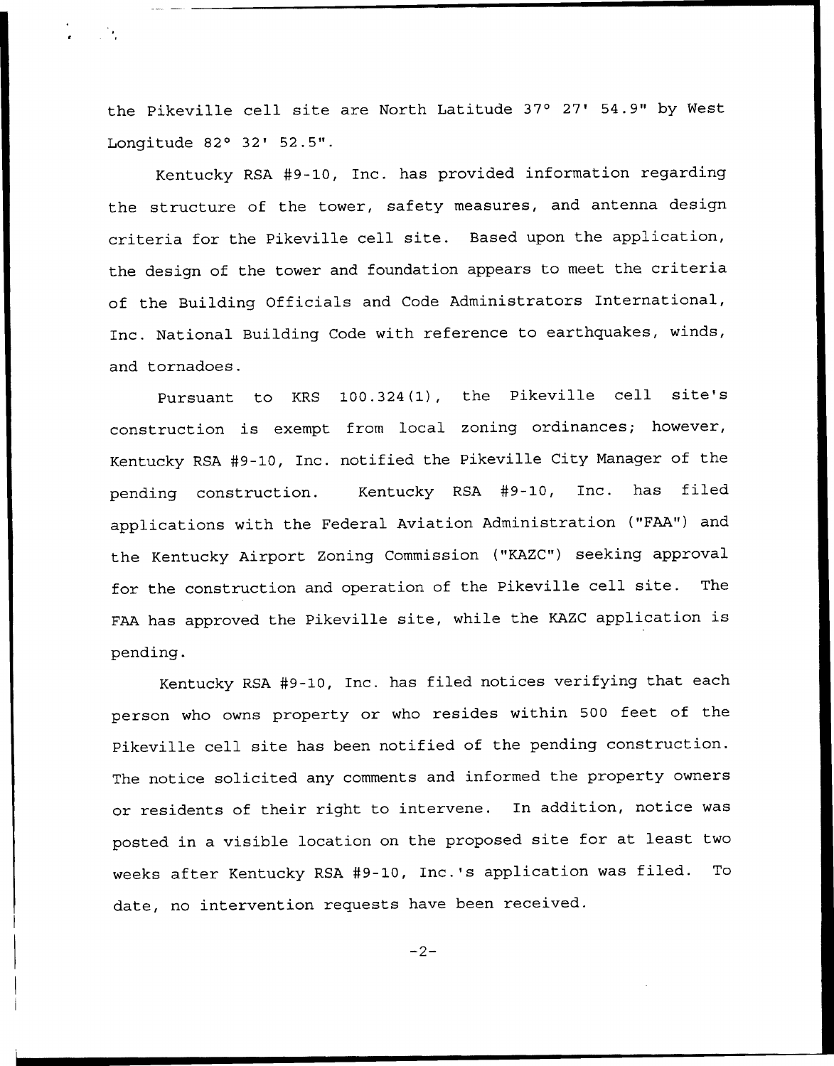the Pikeville cell site are North Latitude 37° 27' 54.9" by West Longitude 82° 32' 52.5".

Kentucky RSA #9-10, Inc. has provided information regarding the structure of the tower, safety measures, and antenna design criteria for the Pikeville cell site. Based upon the application, the design of the tower and foundation appears to meet the criteria of the Building Officials and Code Administrators International, Inc. National Building Code with reference to earthquakes, winds, and tornadoes.

Pursuant to KRS 100.324(1), the Pikeville cell site's construction is exempt from local zoning ordinances; however, Kentucky RSA #9-10, Inc. notified the Pikeville City Manager of the pending construction. Kentucky RSA #9-10, Inc. has filed applications with the Federal Aviation Administration ("FAA") and the Kentucky Airport Zoning Commission ("KAZC") seeking approval for the construction and operation of the Pikeville cell site. The FAA has approved the Pikeville site, while the KAZC application is pending.

Kentucky RSA #9-10, Inc. has filed notices verifying that each person who owns property or who resides within 500 feet of the Pikeville cell site has been notified of the pending construction. The notice solicited any comments and informed the property owners or residents of their right to intervene. In addition, notice was posted in a visible location on the proposed site for at least two weeks after Kentucky RSA #9-10, Inc.'s application was filed. To date, no intervention requests have been received.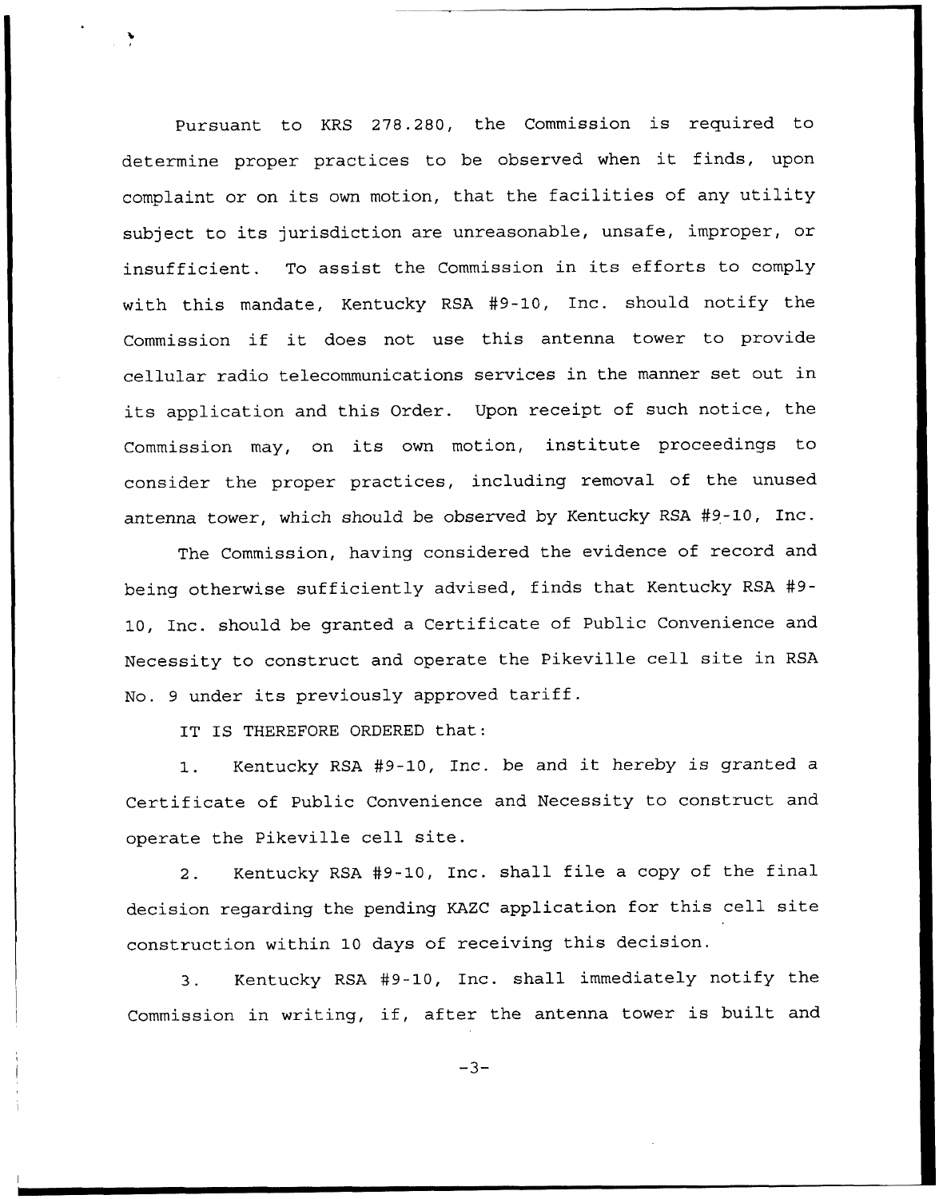Pursuant to KRS 278.280, the Commission is required to determine proper practices to be observed when it finds, upon complaint or on its own motion, that the facilities of any utility subject to its jurisdiction are unreasonable, unsafe, improper, or insufficient. To assist the Commission in its efforts to comply with this mandate, Kentucky RSA #9-10, Inc. should notify the Commission if it does not use this antenna tower to provide cellular radio telecommunications services in the manner set out in its application and this Order. Upon receipt of such notice, the Commission may, on its own motion, institute proceedings to consider the proper practices, including removal of the unused antenna tower, which should be observed by Kentucky RSA #9-10, Inc.

The Commission, having considered the evidence of record and being otherwise sufficiently advised, finds that Kentucky RSA #9-10, Inc. should be granted a Certificate of Public Convenience and Necessity to construct and operate the Pikeville cell site in RSA No. 9 under its previously approved tariff.

IT IS THEREFORE ORDERED that:

1. Kentucky RSA #9-10, Inc. be and it hereby is granted a Certificate of Public Convenience and Necessity to construct and operate the Pikeville cell site.

2. Kentucky RSA #9-10, Inc. shall file a copy of the final decision regarding the pending KAZC application for this cell site construction within 10 days of receiving this decision.

3. Kentucky RSA #9-10, Inc. shall immediately notify the Commission in writing, if, after the antenna tower is built and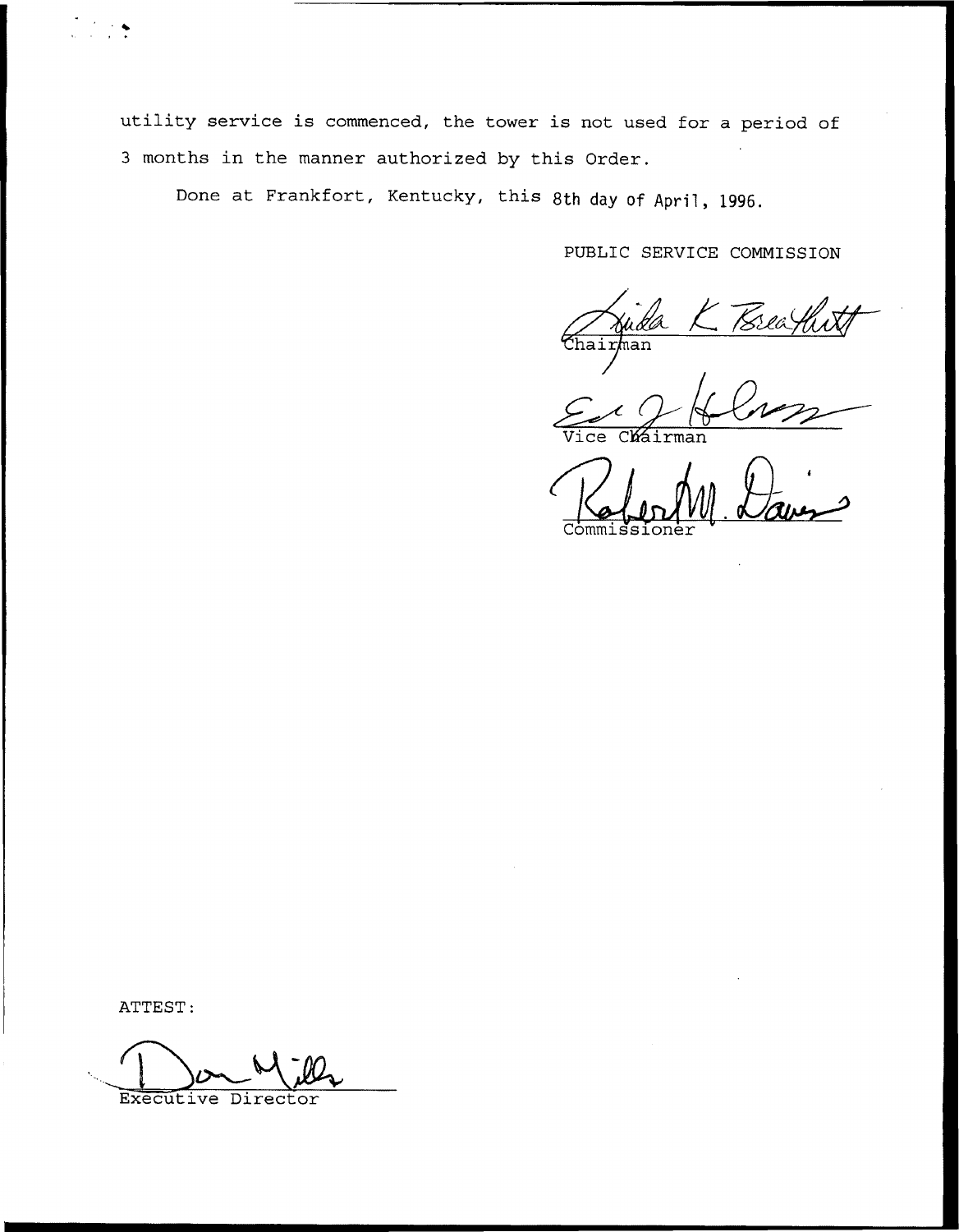utility service is commenced, the tower is not used for a period of 3 months in the manner authorized by this Order.

Done at Frankfort, Kentucky, this 8th day of April, 1996.

PUBLIC SERVICE COMMISSION

Chairman

Vice Chairman

Commissioner

ATTEST:

Executive Director